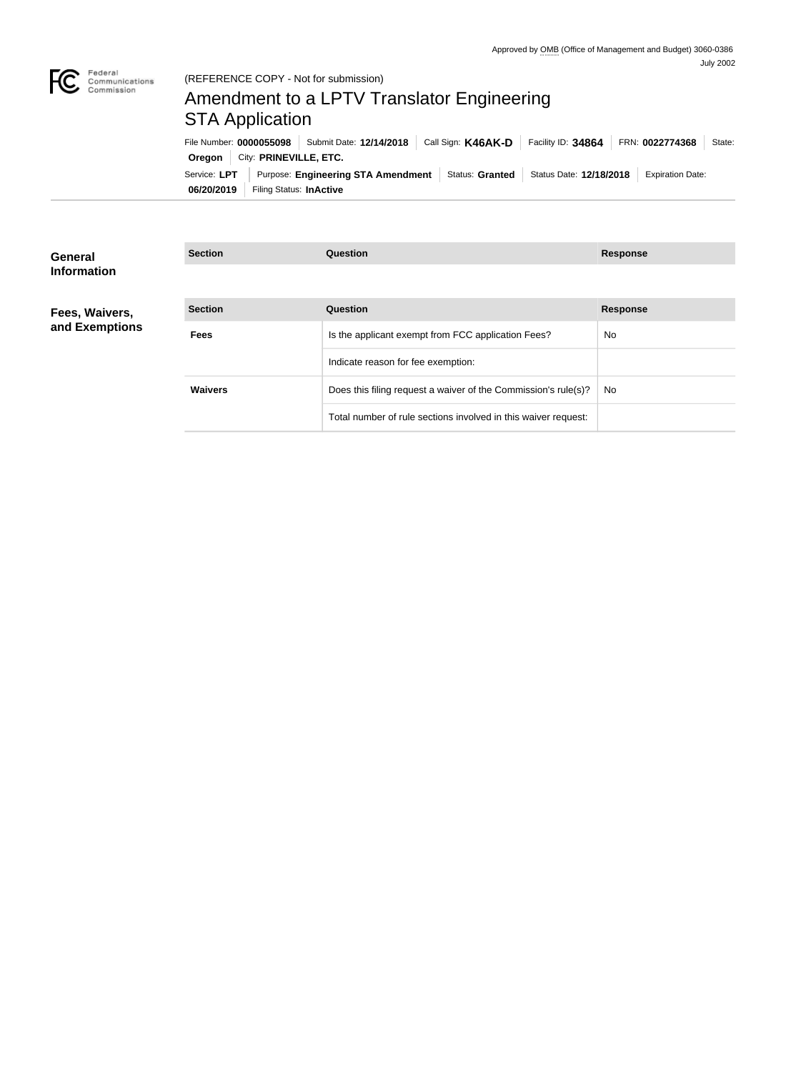Approved by OMB (Office of Management and Budget) 3060-0386
July 2002

(REFERENCE COPY - Not for submission)

# Amendment to a LPTV Translator Engineering STA Application

File Number: **0000055098** | Submit Date: **12/14/2018** | Call Sign: **K46AK-D** | Facility ID: **34864** | FRN: **0022774368** | State: **Oregon** | City: **PRINEVILLE, ETC.**

Service: **LPT** | Purpose: **Engineering STA Amendment** | Status: **Granted** | Status Date: **12/18/2018** | Expiration Date: **06/20/2019** | Filing Status: **InActive**

## General Information

| Section | Question | Response |
| --- | --- | --- |

## Fees, Waivers, and Exemptions

| Section | Question | Response |
| --- | --- | --- |
| Fees | Is the applicant exempt from FCC application Fees? | No |
| | Indicate reason for fee exemption: | |
| Waivers | Does this filing request a waiver of the Commission's rule(s)? | No |
| | Total number of rule sections involved in this waiver request: | |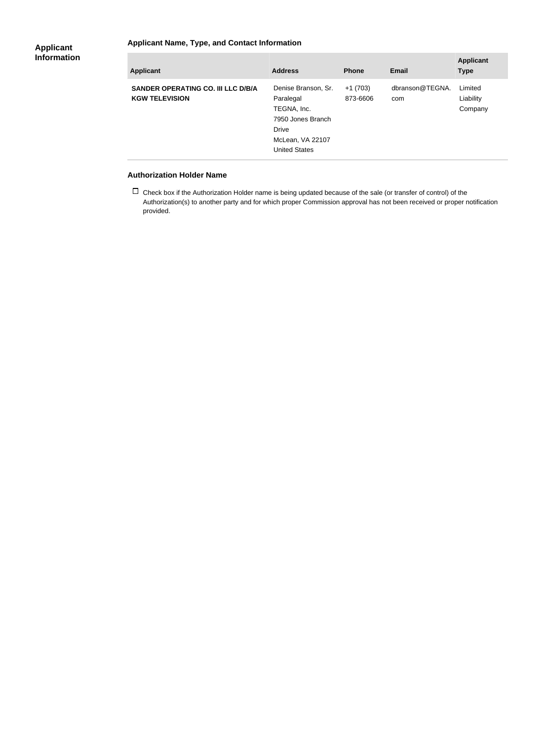## Applicant Information

### Applicant Name, Type, and Contact Information

| Applicant | Address | Phone | Email | Applicant Type |
| --- | --- | --- | --- | --- |
| **SANDER OPERATING CO. III LLC D/B/A KGW TELEVISION** | Denise Branson, Sr. Paralegal<br>TEGNA, Inc.<br>7950 Jones Branch Drive<br>McLean, VA 22107<br>United States | +1 (703) 873-6606 | dbranson@TEGNA.com | Limited Liability Company |

### Authorization Holder Name

☐ Check box if the Authorization Holder name is being updated because of the sale (or transfer of control) of the Authorization(s) to another party and for which proper Commission approval has not been received or proper notification provided.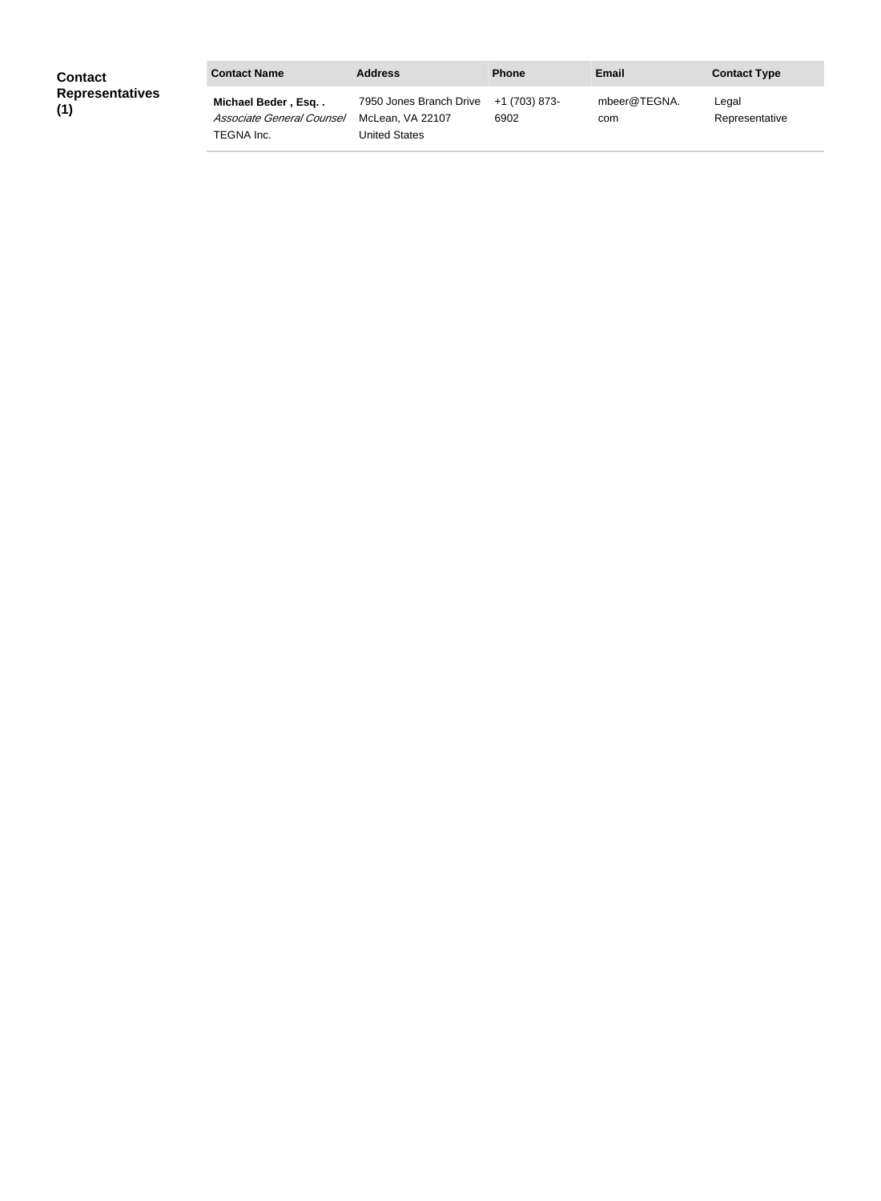**Contact Representatives (1)**

| Contact Name | Address | Phone | Email | Contact Type |
| --- | --- | --- | --- | --- |
| **Michael Beder , Esq. .** *Associate General Counsel* TEGNA Inc. | 7950 Jones Branch Drive McLean, VA 22107 United States | +1 (703) 873-6902 | mbeer@TEGNA.com | Legal Representative |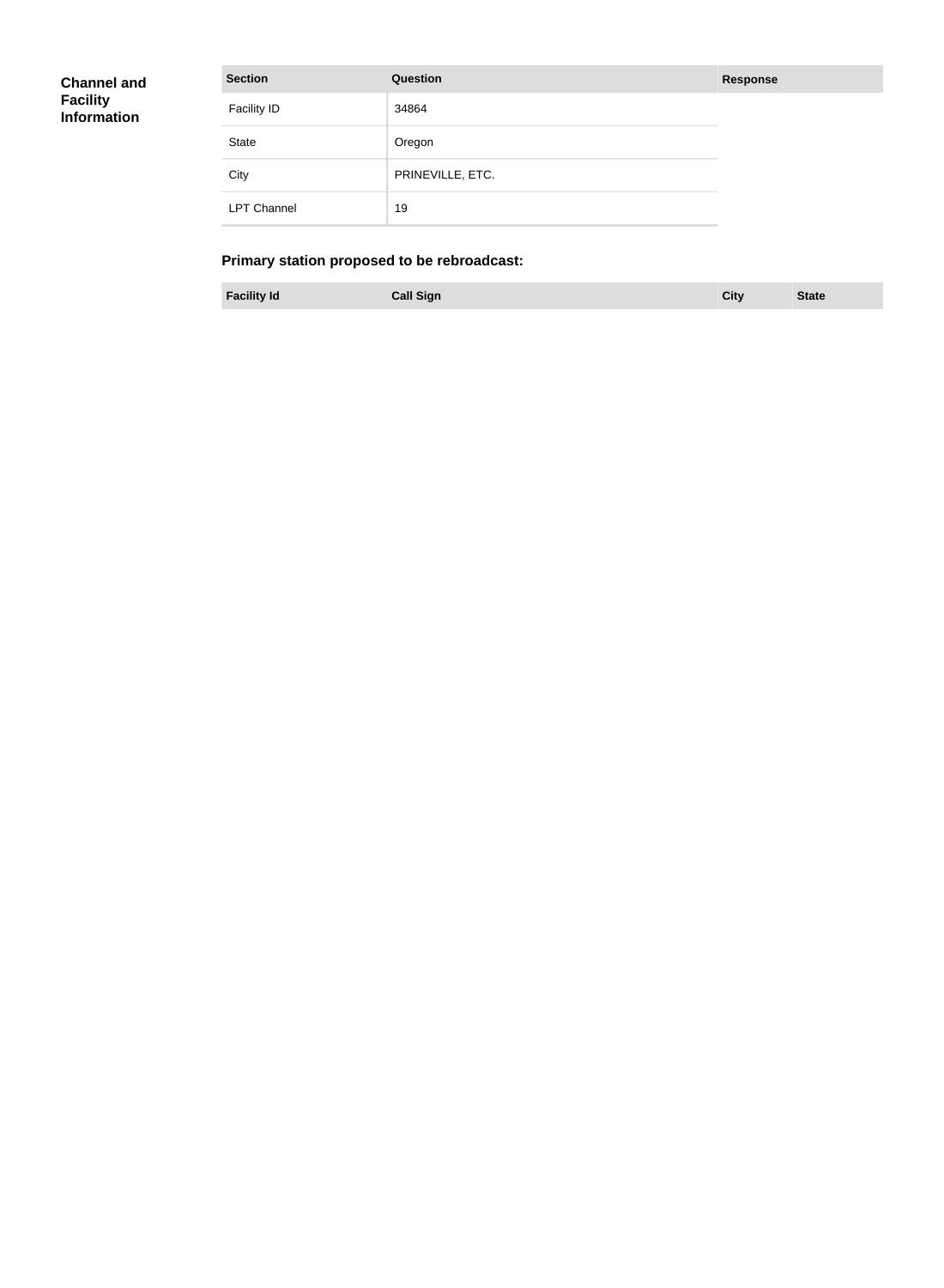**Channel and Facility Information**

| Section | Question | Response |
|---|---|---|
| Facility ID | 34864 | |
| State | Oregon | |
| City | PRINEVILLE, ETC. | |
| LPT Channel | 19 | |

### Primary station proposed to be rebroadcast:

| Facility Id | Call Sign | City | State |
|---|---|---|---|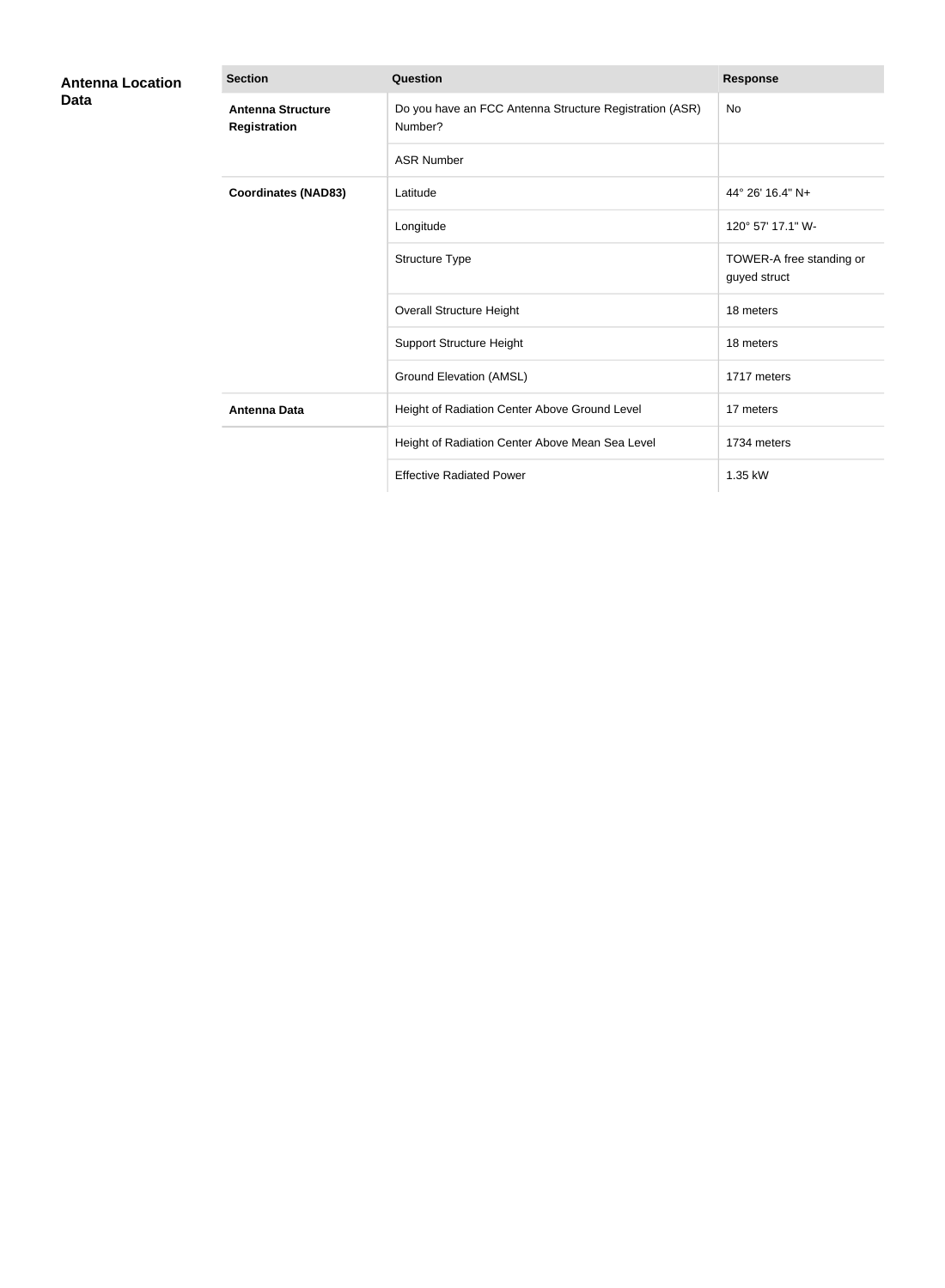## Antenna Location Data

| Section | Question | Response |
|---|---|---|
| **Antenna Structure Registration** | Do you have an FCC Antenna Structure Registration (ASR) Number? | No |
| | ASR Number | |
| **Coordinates (NAD83)** | Latitude | 44° 26' 16.4" N+ |
| | Longitude | 120° 57' 17.1" W- |
| | Structure Type | TOWER-A free standing or guyed struct |
| | Overall Structure Height | 18 meters |
| | Support Structure Height | 18 meters |
| | Ground Elevation (AMSL) | 1717 meters |
| **Antenna Data** | Height of Radiation Center Above Ground Level | 17 meters |
| | Height of Radiation Center Above Mean Sea Level | 1734 meters |
| | Effective Radiated Power | 1.35 kW |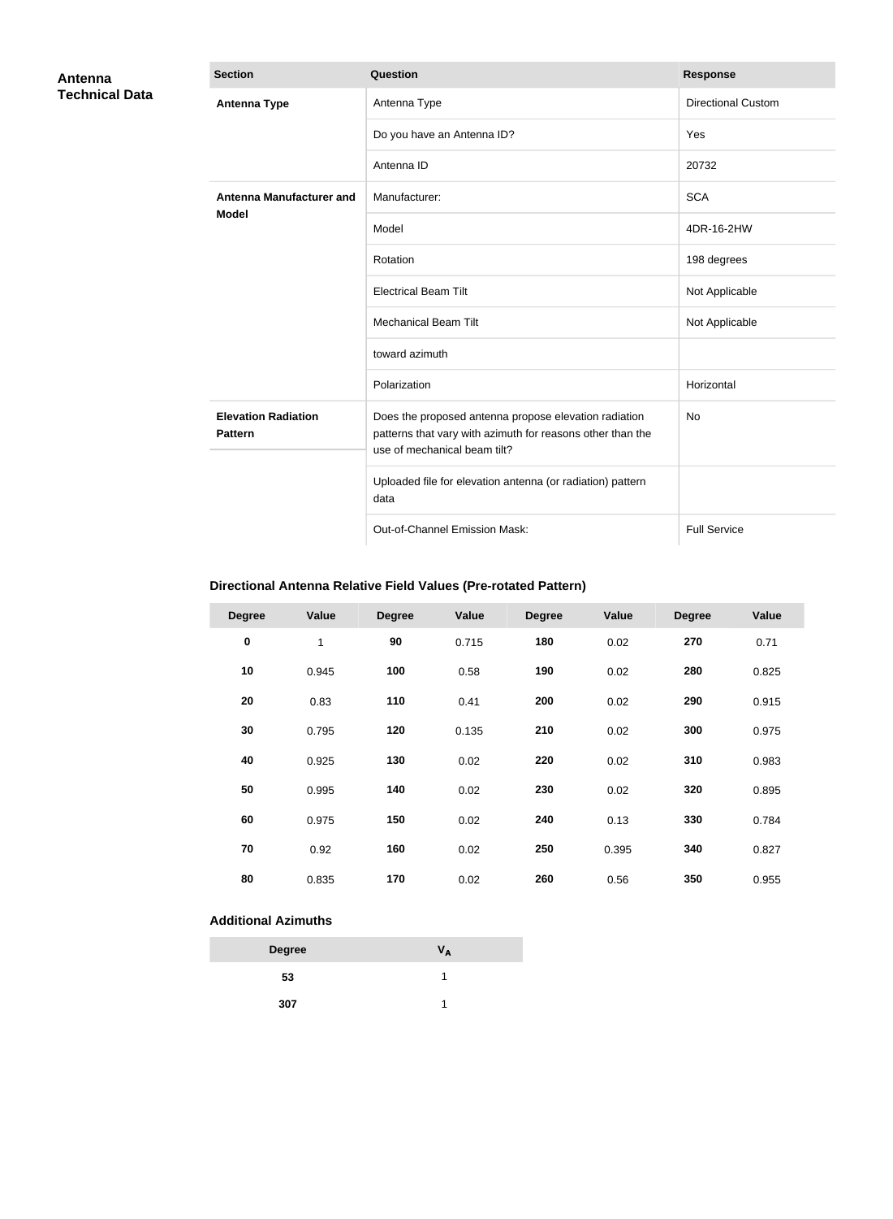## Antenna Technical Data

| Section | Question | Response |
| --- | --- | --- |
| **Antenna Type** | Antenna Type | Directional Custom |
| | Do you have an Antenna ID? | Yes |
| | Antenna ID | 20732 |
| **Antenna Manufacturer and Model** | Manufacturer: | SCA |
| | Model | 4DR-16-2HW |
| | Rotation | 198 degrees |
| | Electrical Beam Tilt | Not Applicable |
| | Mechanical Beam Tilt | Not Applicable |
| | toward azimuth | |
| | Polarization | Horizontal |
| **Elevation Radiation Pattern** | Does the proposed antenna propose elevation radiation patterns that vary with azimuth for reasons other than the use of mechanical beam tilt? | No |
| | Uploaded file for elevation antenna (or radiation) pattern data | |
| | Out-of-Channel Emission Mask: | Full Service |

### Directional Antenna Relative Field Values (Pre-rotated Pattern)

| Degree | Value | Degree | Value | Degree | Value | Degree | Value |
| --- | --- | --- | --- | --- | --- | --- | --- |
| **0** | 1 | **90** | 0.715 | **180** | 0.02 | **270** | 0.71 |
| **10** | 0.945 | **100** | 0.58 | **190** | 0.02 | **280** | 0.825 |
| **20** | 0.83 | **110** | 0.41 | **200** | 0.02 | **290** | 0.915 |
| **30** | 0.795 | **120** | 0.135 | **210** | 0.02 | **300** | 0.975 |
| **40** | 0.925 | **130** | 0.02 | **220** | 0.02 | **310** | 0.983 |
| **50** | 0.995 | **140** | 0.02 | **230** | 0.02 | **320** | 0.895 |
| **60** | 0.975 | **150** | 0.02 | **240** | 0.13 | **330** | 0.784 |
| **70** | 0.92 | **160** | 0.02 | **250** | 0.395 | **340** | 0.827 |
| **80** | 0.835 | **170** | 0.02 | **260** | 0.56 | **350** | 0.955 |

### Additional Azimuths

| Degree | $V_A$ |
| --- | --- |
| **53** | 1 |
| **307** | 1 |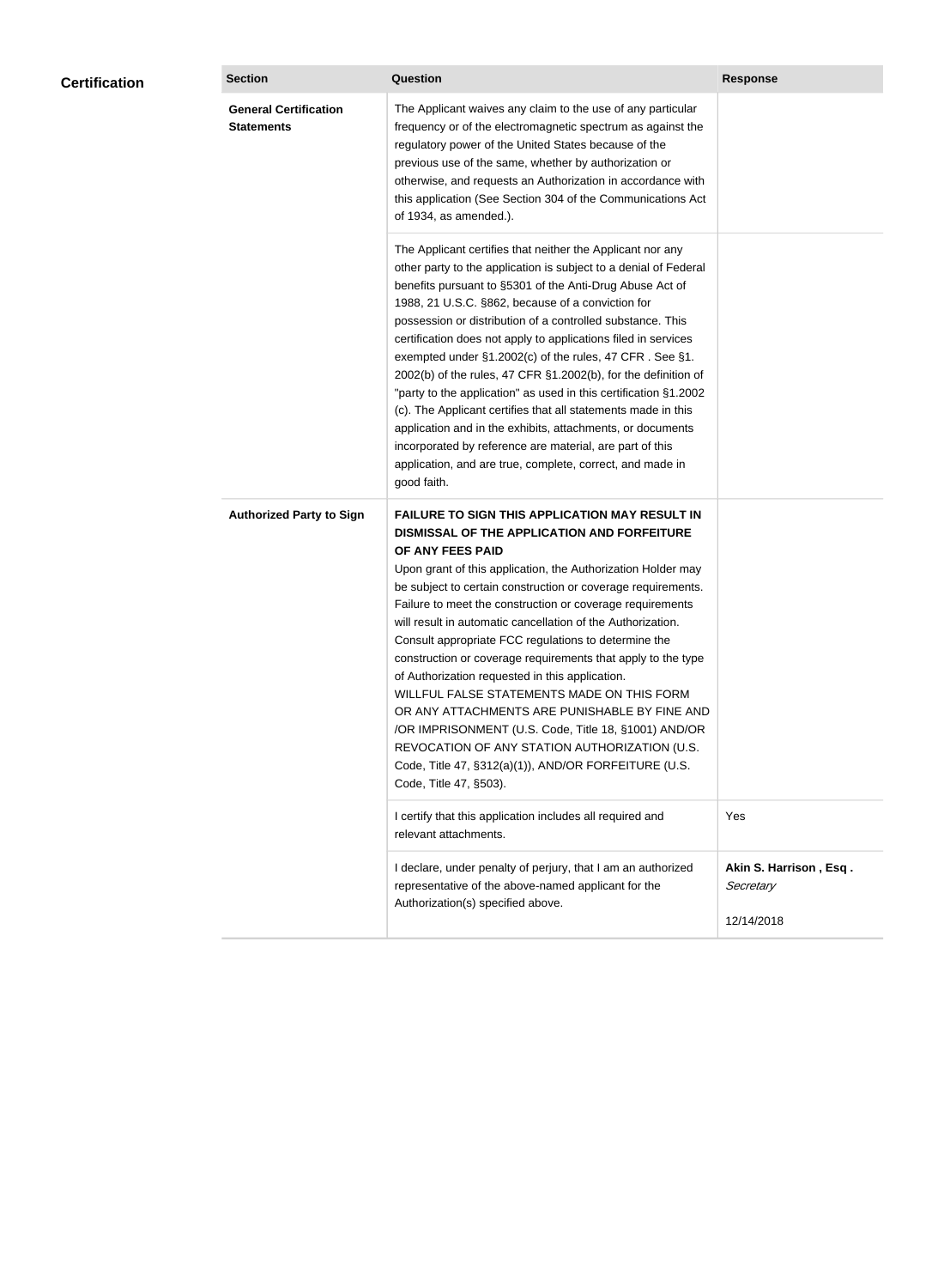## Certification

| Section | Question | Response |
|---|---|---|
| **General Certification Statements** | The Applicant waives any claim to the use of any particular frequency or of the electromagnetic spectrum as against the regulatory power of the United States because of the previous use of the same, whether by authorization or otherwise, and requests an Authorization in accordance with this application (See Section 304 of the Communications Act of 1934, as amended.). | |
| | The Applicant certifies that neither the Applicant nor any other party to the application is subject to a denial of Federal benefits pursuant to §5301 of the Anti-Drug Abuse Act of 1988, 21 U.S.C. §862, because of a conviction for possession or distribution of a controlled substance. This certification does not apply to applications filed in services exempted under §1.2002(c) of the rules, 47 CFR . See §1. 2002(b) of the rules, 47 CFR §1.2002(b), for the definition of "party to the application" as used in this certification §1.2002 (c). The Applicant certifies that all statements made in this application and in the exhibits, attachments, or documents incorporated by reference are material, are part of this application, and are true, complete, correct, and made in good faith. | |
| **Authorized Party to Sign** | **FAILURE TO SIGN THIS APPLICATION MAY RESULT IN DISMISSAL OF THE APPLICATION AND FORFEITURE OF ANY FEES PAID** Upon grant of this application, the Authorization Holder may be subject to certain construction or coverage requirements. Failure to meet the construction or coverage requirements will result in automatic cancellation of the Authorization. Consult appropriate FCC regulations to determine the construction or coverage requirements that apply to the type of Authorization requested in this application. WILLFUL FALSE STATEMENTS MADE ON THIS FORM OR ANY ATTACHMENTS ARE PUNISHABLE BY FINE AND /OR IMPRISONMENT (U.S. Code, Title 18, §1001) AND/OR REVOCATION OF ANY STATION AUTHORIZATION (U.S. Code, Title 47, §312(a)(1)), AND/OR FORFEITURE (U.S. Code, Title 47, §503). | |
| | I certify that this application includes all required and relevant attachments. | Yes |
| | I declare, under penalty of perjury, that I am an authorized representative of the above-named applicant for the Authorization(s) specified above. | **Akin S. Harrison , Esq .** *Secretary* 12/14/2018 |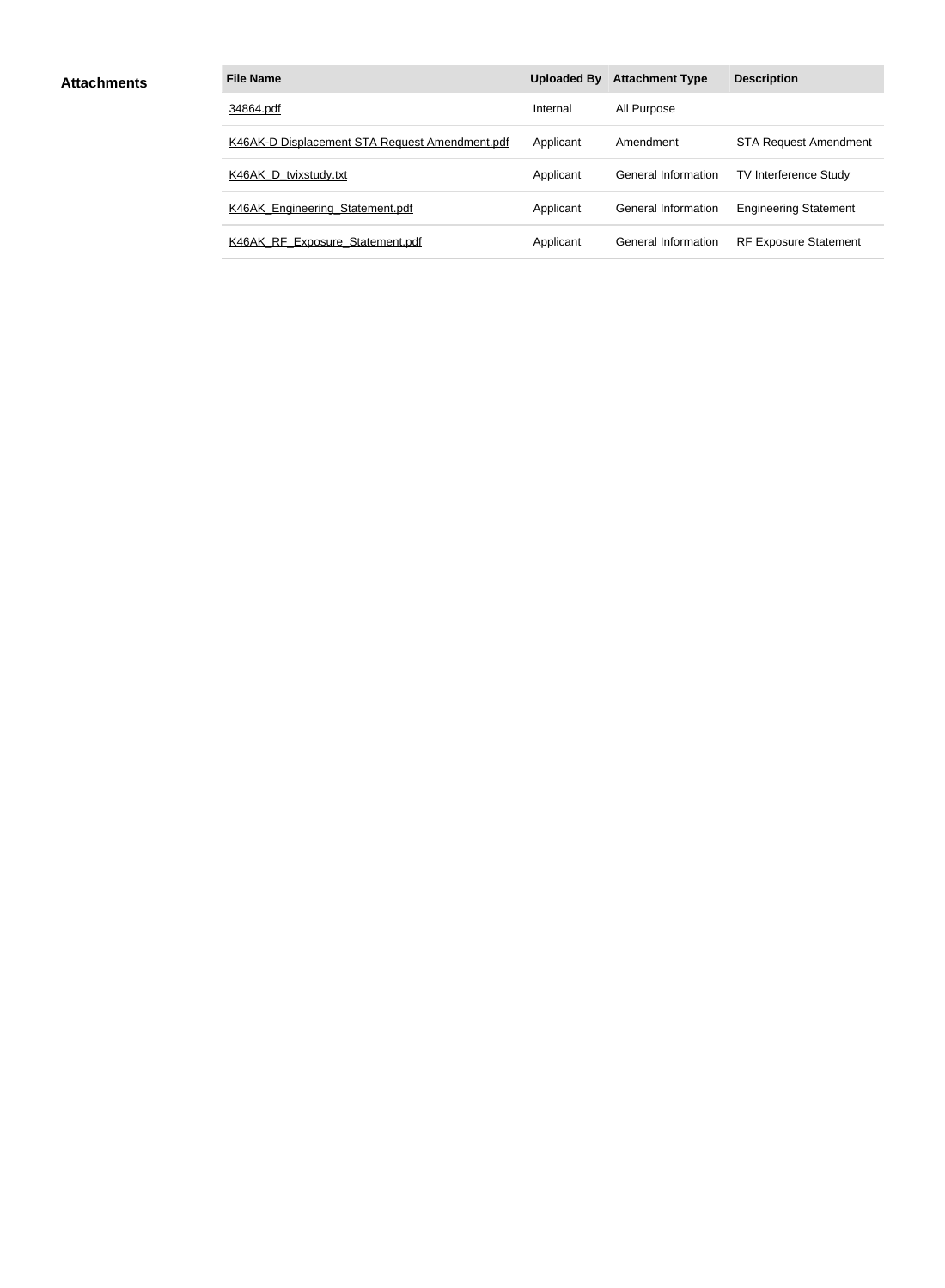## Attachments

| File Name | Uploaded By | Attachment Type | Description |
|---|---|---|---|
| 34864.pdf | Internal | All Purpose | |
| K46AK-D Displacement STA Request Amendment.pdf | Applicant | Amendment | STA Request Amendment |
| K46AK_D_tvixstudy.txt | Applicant | General Information | TV Interference Study |
| K46AK_Engineering_Statement.pdf | Applicant | General Information | Engineering Statement |
| K46AK_RF_Exposure_Statement.pdf | Applicant | General Information | RF Exposure Statement |